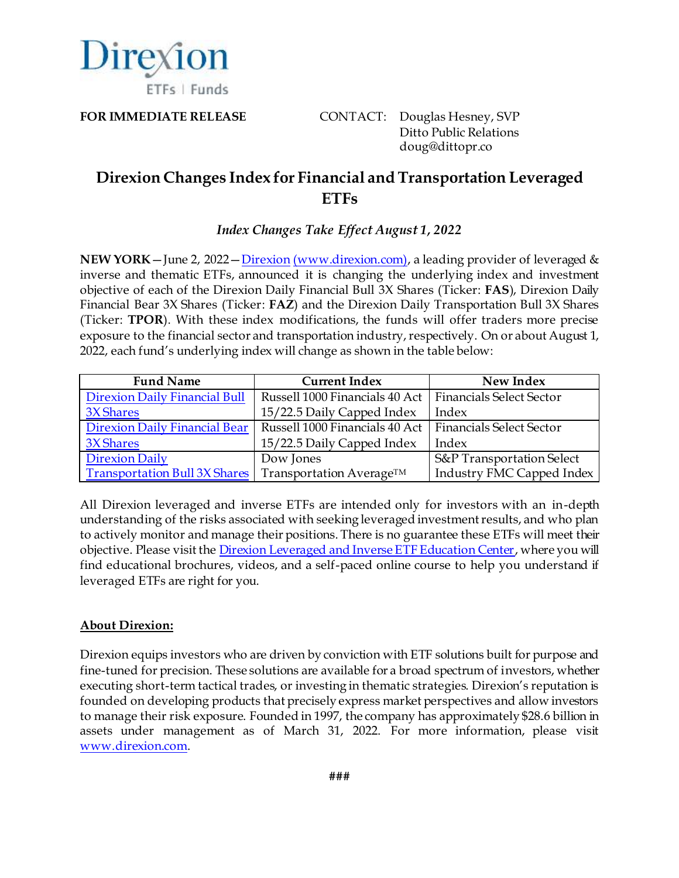Direxion
ETFs | Funds

**FOR IMMEDIATE RELEASE**

CONTACT: Douglas Hesney, SVP
Ditto Public Relations
doug@dittopr.co

# Direxion Changes Index for Financial and Transportation Leveraged ETFs

*Index Changes Take Effect August 1, 2022*

**NEW YORK**—June 2, 2022—[Direxion](www.direxion.com) [(www.direxion.com)](www.direxion.com), a leading provider of leveraged & inverse and thematic ETFs, announced it is changing the underlying index and investment objective of each of the Direxion Daily Financial Bull 3X Shares (Ticker: **FAS**), Direxion Daily Financial Bear 3X Shares (Ticker: **FAZ**) and the Direxion Daily Transportation Bull 3X Shares (Ticker: **TPOR**). With these index modifications, the funds will offer traders more precise exposure to the financial sector and transportation industry, respectively. On or about August 1, 2022, each fund's underlying index will change as shown in the table below:

| Fund Name | Current Index | New Index |
| --- | --- | --- |
| Direxion Daily Financial Bull 3X Shares | Russell 1000 Financials 40 Act 15/22.5 Daily Capped Index | Financials Select Sector Index |
| Direxion Daily Financial Bear 3X Shares | Russell 1000 Financials 40 Act 15/22.5 Daily Capped Index | Financials Select Sector Index |
| Direxion Daily Transportation Bull 3X Shares | Dow Jones Transportation Average™ | S&P Transportation Select Industry FMC Capped Index |

All Direxion leveraged and inverse ETFs are intended only for investors with an in-depth understanding of the risks associated with seeking leveraged investment results, and who plan to actively monitor and manage their positions. There is no guarantee these ETFs will meet their objective. Please visit the Direxion Leveraged and Inverse ETF Education Center, where you will find educational brochures, videos, and a self-paced online course to help you understand if leveraged ETFs are right for you.

## About Direxion:

Direxion equips investors who are driven by conviction with ETF solutions built for purpose and fine-tuned for precision. These solutions are available for a broad spectrum of investors, whether executing short-term tactical trades, or investing in thematic strategies. Direxion's reputation is founded on developing products that precisely express market perspectives and allow investors to manage their risk exposure. Founded in 1997, the company has approximately $28.6 billion in assets under management as of March 31, 2022. For more information, please visit [www.direxion.com](www.direxion.com).

###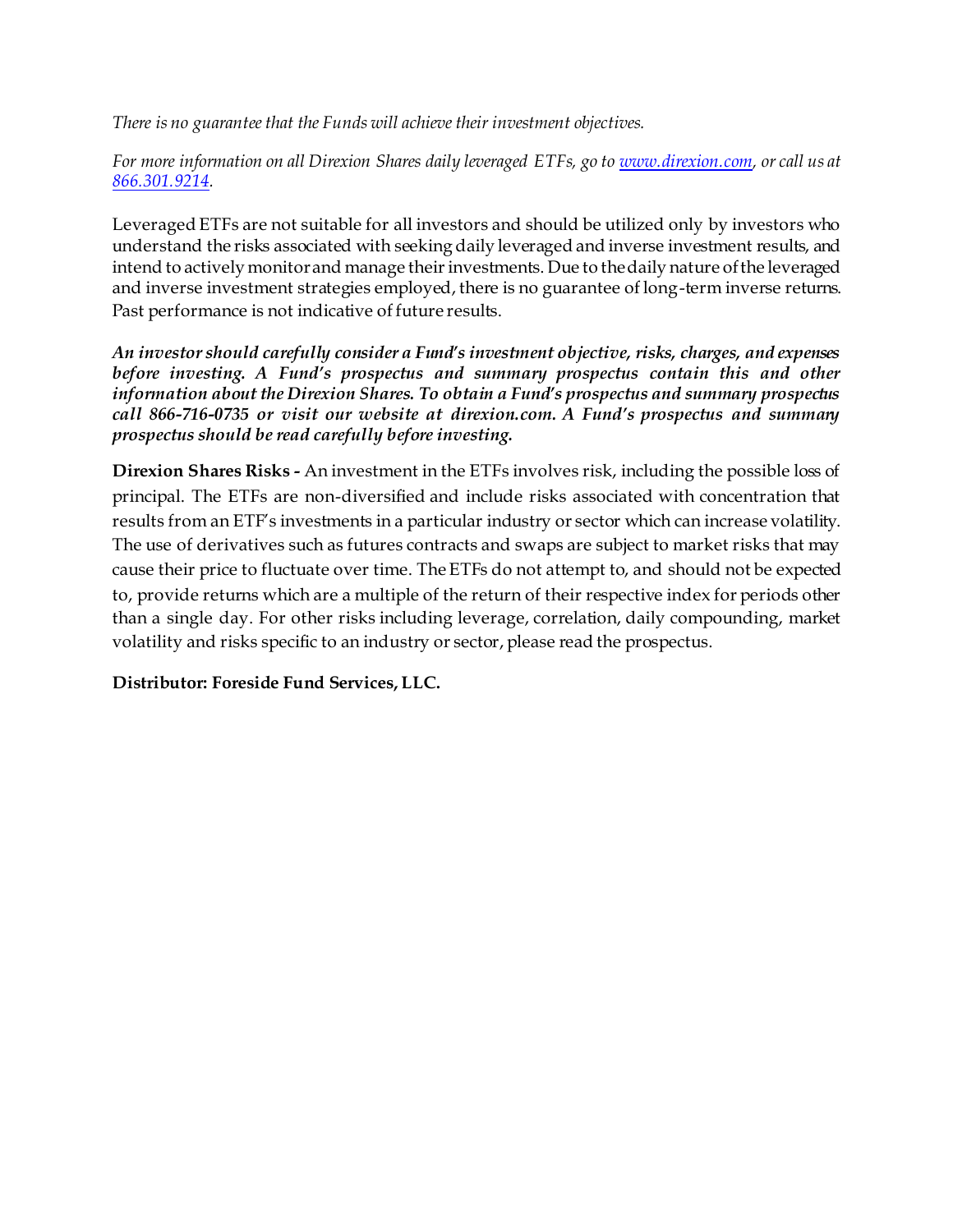*There is no guarantee that the Funds will achieve their investment objectives.*

*For more information on all Direxion Shares daily leveraged ETFs, go to [www.direxion.com](http://www.direxion.com), or call us at [866.301.9214](tel:866.301.9214).*

Leveraged ETFs are not suitable for all investors and should be utilized only by investors who understand the risks associated with seeking daily leveraged and inverse investment results, and intend to actively monitor and manage their investments. Due to the daily nature of the leveraged and inverse investment strategies employed, there is no guarantee of long-term inverse returns. Past performance is not indicative of future results.

***An investor should carefully consider a Fund's investment objective, risks, charges, and expenses before investing. A Fund's prospectus and summary prospectus contain this and other information about the Direxion Shares. To obtain a Fund's prospectus and summary prospectus call 866-716-0735 or visit our website at direxion.com. A Fund's prospectus and summary prospectus should be read carefully before investing.***

**Direxion Shares Risks -** An investment in the ETFs involves risk, including the possible loss of principal. The ETFs are non-diversified and include risks associated with concentration that results from an ETF's investments in a particular industry or sector which can increase volatility. The use of derivatives such as futures contracts and swaps are subject to market risks that may cause their price to fluctuate over time. The ETFs do not attempt to, and should not be expected to, provide returns which are a multiple of the return of their respective index for periods other than a single day. For other risks including leverage, correlation, daily compounding, market volatility and risks specific to an industry or sector, please read the prospectus.

**Distributor: Foreside Fund Services, LLC.**